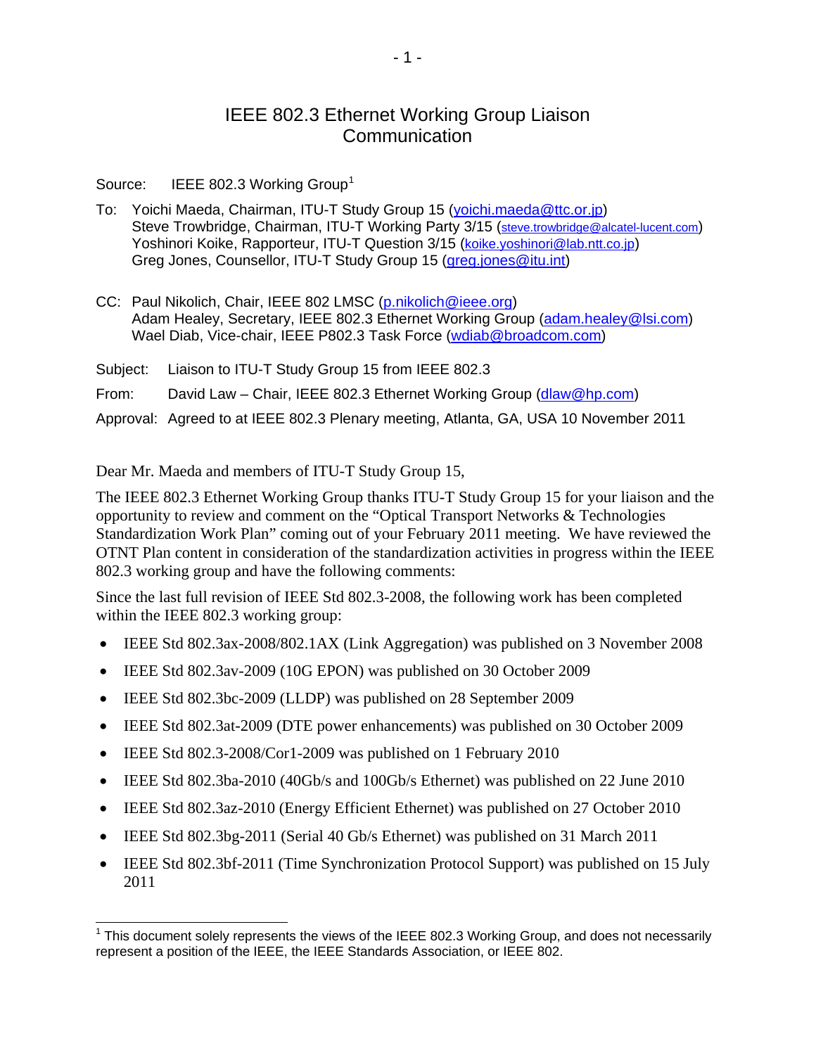# IEEE 802.3 Ethernet Working Group Liaison Communication

Source: IEEE 802.3 Working Group[1]

To: Yoichi Maeda, Chairman, ITU-T Study Group 15 (yoichi.maeda@ttc.or.jp)
Steve Trowbridge, Chairman, ITU-T Working Party 3/15 (steve.trowbridge@alcatel-lucent.com)
Yoshinori Koike, Rapporteur, ITU-T Question 3/15 (koike.yoshinori@lab.ntt.co.jp)
Greg Jones, Counsellor, ITU-T Study Group 15 (greg.jones@itu.int)

CC: Paul Nikolich, Chair, IEEE 802 LMSC (p.nikolich@ieee.org)
Adam Healey, Secretary, IEEE 802.3 Ethernet Working Group (adam.healey@lsi.com)
Wael Diab, Vice-chair, IEEE P802.3 Task Force (wdiab@broadcom.com)

Subject: Liaison to ITU-T Study Group 15 from IEEE 802.3

From: David Law – Chair, IEEE 802.3 Ethernet Working Group (dlaw@hp.com)

Approval: Agreed to at IEEE 802.3 Plenary meeting, Atlanta, GA, USA 10 November 2011

Dear Mr. Maeda and members of ITU-T Study Group 15,

The IEEE 802.3 Ethernet Working Group thanks ITU-T Study Group 15 for your liaison and the opportunity to review and comment on the "Optical Transport Networks & Technologies Standardization Work Plan" coming out of your February 2011 meeting. We have reviewed the OTNT Plan content in consideration of the standardization activities in progress within the IEEE 802.3 working group and have the following comments:

Since the last full revision of IEEE Std 802.3-2008, the following work has been completed within the IEEE 802.3 working group:

- IEEE Std 802.3ax-2008/802.1AX (Link Aggregation) was published on 3 November 2008
- IEEE Std 802.3av-2009 (10G EPON) was published on 30 October 2009
- IEEE Std 802.3bc-2009 (LLDP) was published on 28 September 2009
- IEEE Std 802.3at-2009 (DTE power enhancements) was published on 30 October 2009
- IEEE Std 802.3-2008/Cor1-2009 was published on 1 February 2010
- IEEE Std 802.3ba-2010 (40Gb/s and 100Gb/s Ethernet) was published on 22 June 2010
- IEEE Std 802.3az-2010 (Energy Efficient Ethernet) was published on 27 October 2010
- IEEE Std 802.3bg-2011 (Serial 40 Gb/s Ethernet) was published on 31 March 2011
- IEEE Std 802.3bf-2011 (Time Synchronization Protocol Support) was published on 15 July 2011

[1] This document solely represents the views of the IEEE 802.3 Working Group, and does not necessarily represent a position of the IEEE, the IEEE Standards Association, or IEEE 802.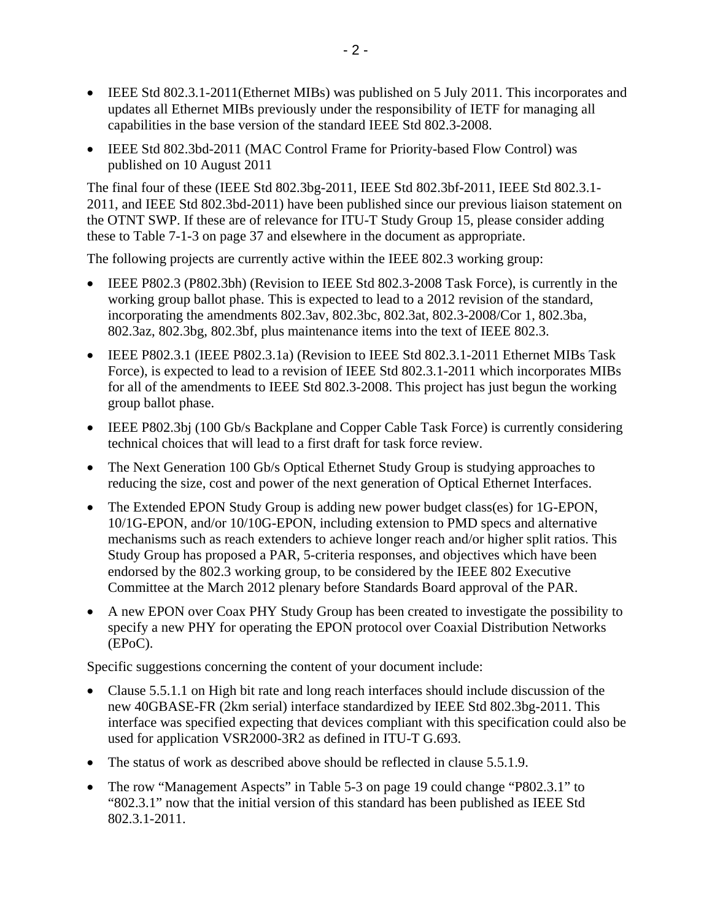- IEEE Std 802.3.1-2011(Ethernet MIBs) was published on 5 July 2011. This incorporates and updates all Ethernet MIBs previously under the responsibility of IETF for managing all capabilities in the base version of the standard IEEE Std 802.3-2008.
- IEEE Std 802.3bd-2011 (MAC Control Frame for Priority-based Flow Control) was published on 10 August 2011

The final four of these (IEEE Std 802.3bg-2011, IEEE Std 802.3bf-2011, IEEE Std 802.3.1-2011, and IEEE Std 802.3bd-2011) have been published since our previous liaison statement on the OTNT SWP. If these are of relevance for ITU-T Study Group 15, please consider adding these to Table 7-1-3 on page 37 and elsewhere in the document as appropriate.

The following projects are currently active within the IEEE 802.3 working group:

- IEEE P802.3 (P802.3bh) (Revision to IEEE Std 802.3-2008 Task Force), is currently in the working group ballot phase. This is expected to lead to a 2012 revision of the standard, incorporating the amendments 802.3av, 802.3bc, 802.3at, 802.3-2008/Cor 1, 802.3ba, 802.3az, 802.3bg, 802.3bf, plus maintenance items into the text of IEEE 802.3.
- IEEE P802.3.1 (IEEE P802.3.1a) (Revision to IEEE Std 802.3.1-2011 Ethernet MIBs Task Force), is expected to lead to a revision of IEEE Std 802.3.1-2011 which incorporates MIBs for all of the amendments to IEEE Std 802.3-2008. This project has just begun the working group ballot phase.
- IEEE P802.3bj (100 Gb/s Backplane and Copper Cable Task Force) is currently considering technical choices that will lead to a first draft for task force review.
- The Next Generation 100 Gb/s Optical Ethernet Study Group is studying approaches to reducing the size, cost and power of the next generation of Optical Ethernet Interfaces.
- The Extended EPON Study Group is adding new power budget class(es) for 1G-EPON, 10/1G-EPON, and/or 10/10G-EPON, including extension to PMD specs and alternative mechanisms such as reach extenders to achieve longer reach and/or higher split ratios. This Study Group has proposed a PAR, 5-criteria responses, and objectives which have been endorsed by the 802.3 working group, to be considered by the IEEE 802 Executive Committee at the March 2012 plenary before Standards Board approval of the PAR.
- A new EPON over Coax PHY Study Group has been created to investigate the possibility to specify a new PHY for operating the EPON protocol over Coaxial Distribution Networks (EPoC).

Specific suggestions concerning the content of your document include:

- Clause 5.5.1.1 on High bit rate and long reach interfaces should include discussion of the new 40GBASE-FR (2km serial) interface standardized by IEEE Std 802.3bg-2011. This interface was specified expecting that devices compliant with this specification could also be used for application VSR2000-3R2 as defined in ITU-T G.693.
- The status of work as described above should be reflected in clause 5.5.1.9.
- The row "Management Aspects" in Table 5-3 on page 19 could change "P802.3.1" to "802.3.1" now that the initial version of this standard has been published as IEEE Std 802.3.1-2011.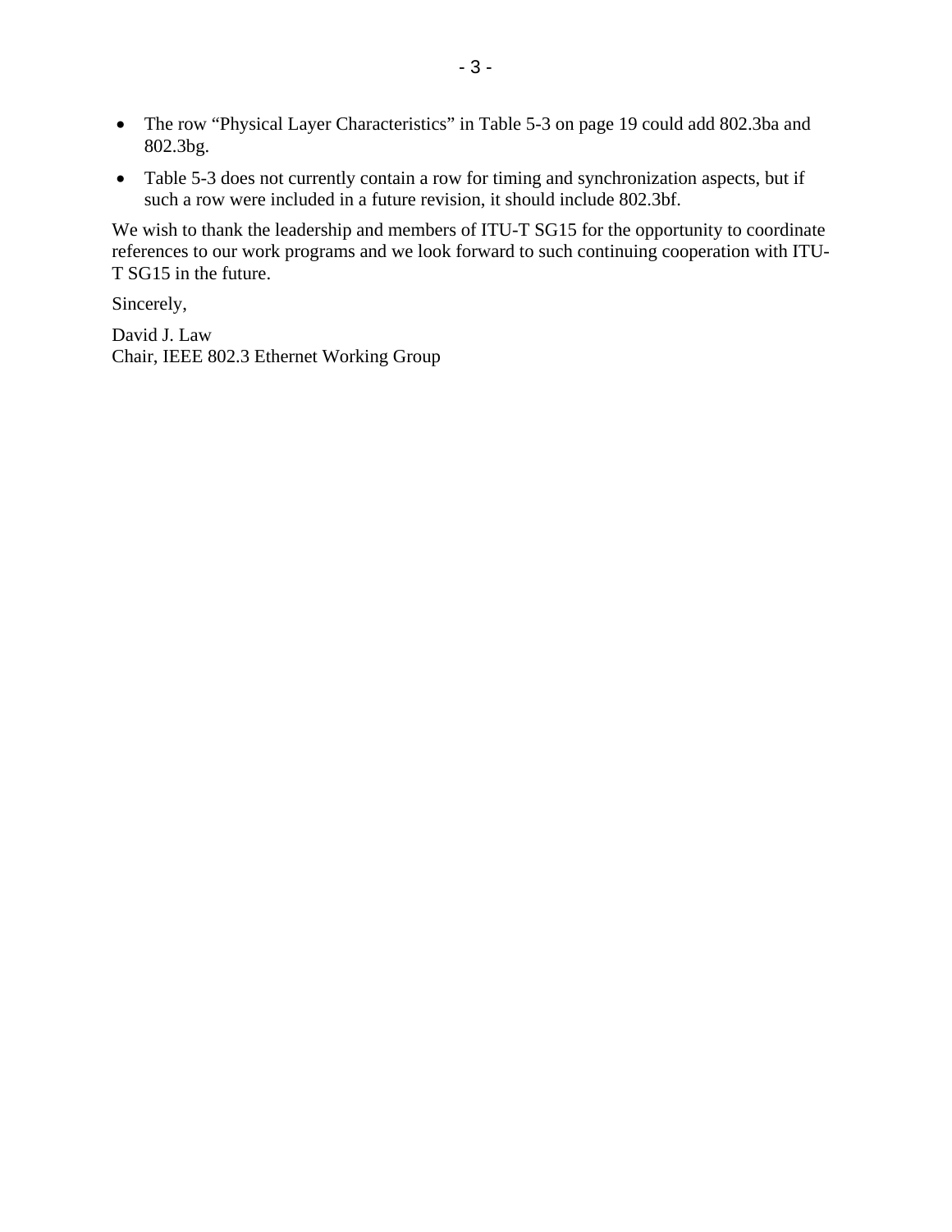- The row “Physical Layer Characteristics” in Table 5-3 on page 19 could add 802.3ba and 802.3bg.
- Table 5-3 does not currently contain a row for timing and synchronization aspects, but if such a row were included in a future revision, it should include 802.3bf.

We wish to thank the leadership and members of ITU-T SG15 for the opportunity to coordinate references to our work programs and we look forward to such continuing cooperation with ITU-T SG15 in the future.

Sincerely,

David J. Law
Chair, IEEE 802.3 Ethernet Working Group